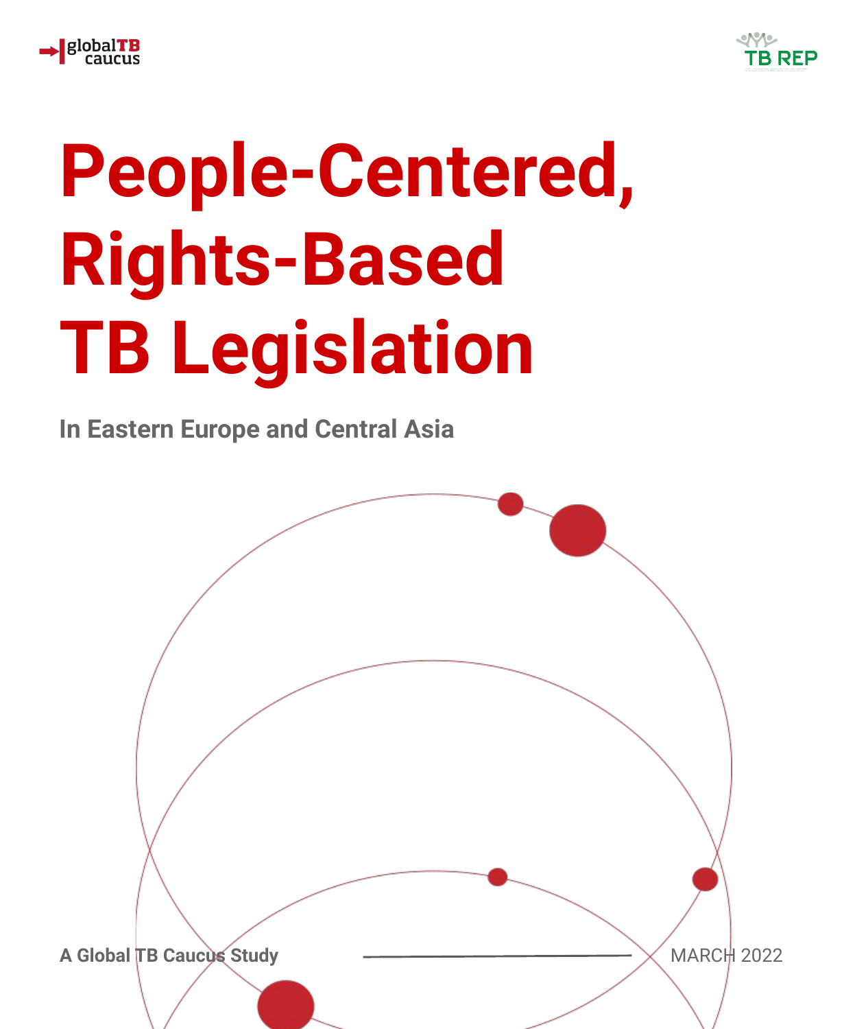globalTB caucus

TB REP

# People-Centered, Rights-Based TB Legislation

## In Eastern Europe and Central Asia

**A Global TB Caucus Study**

MARCH 2022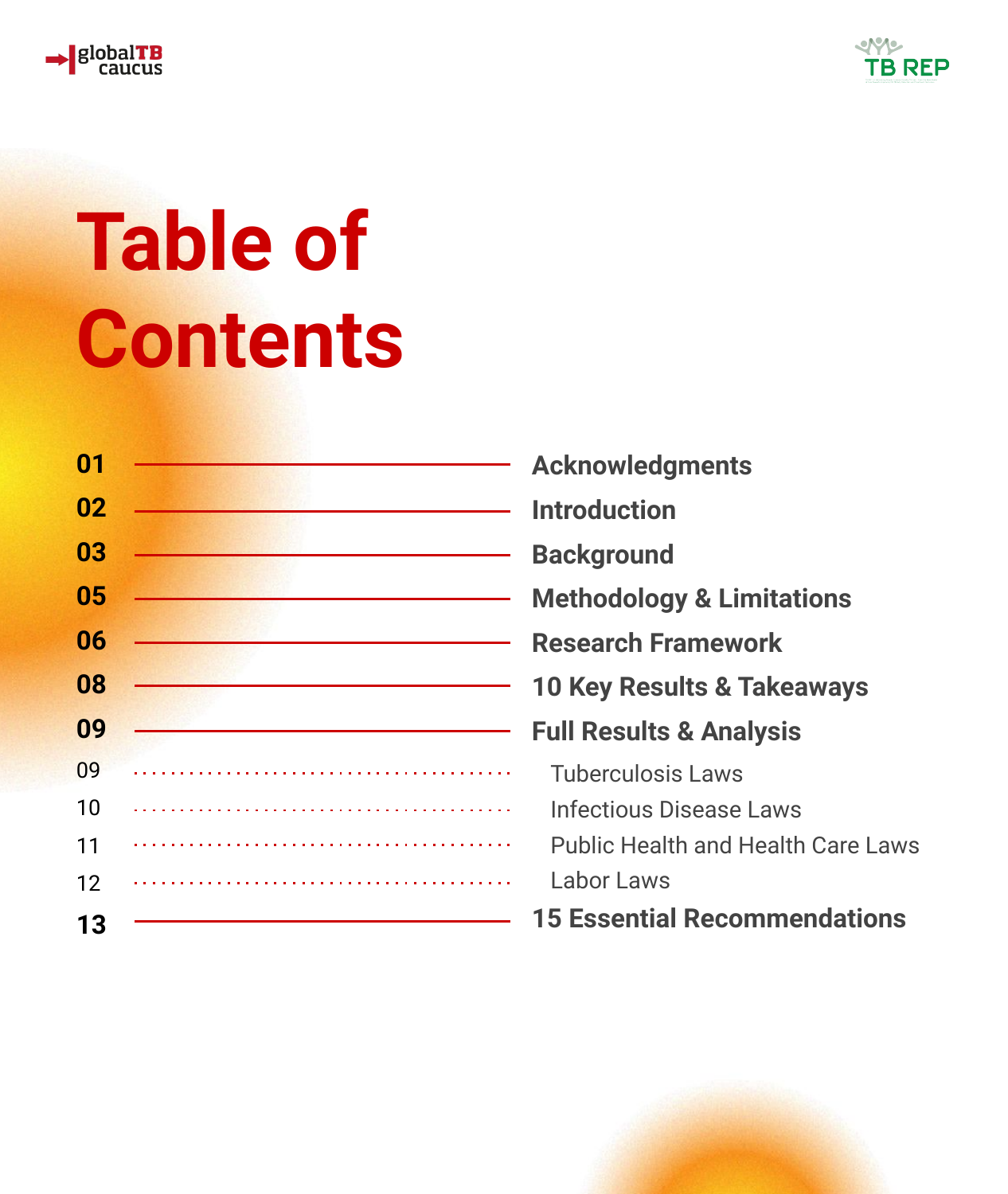# Table of Contents

| | |
|---|---|
| **01** | **Acknowledgments** |
| **02** | **Introduction** |
| **03** | **Background** |
| **05** | **Methodology & Limitations** |
| **06** | **Research Framework** |
| **08** | **10 Key Results & Takeaways** |
| **09** | **Full Results & Analysis** |
| 09 | Tuberculosis Laws |
| 10 | Infectious Disease Laws |
| 11 | Public Health and Health Care Laws |
| 12 | Labor Laws |
| **13** | **15 Essential Recommendations** |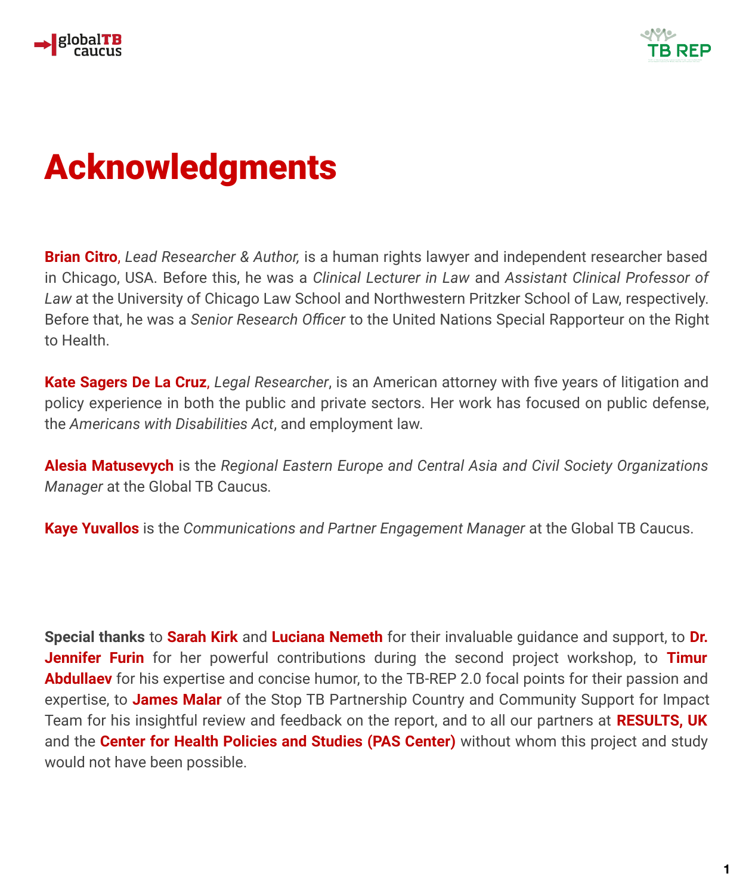# Acknowledgments

**Brian Citro**, *Lead Researcher & Author,* is a human rights lawyer and independent researcher based in Chicago, USA. Before this, he was a *Clinical Lecturer in Law* and *Assistant Clinical Professor of Law* at the University of Chicago Law School and Northwestern Pritzker School of Law, respectively. Before that, he was a *Senior Research Officer* to the United Nations Special Rapporteur on the Right to Health.

**Kate Sagers De La Cruz**, *Legal Researcher*, is an American attorney with five years of litigation and policy experience in both the public and private sectors. Her work has focused on public defense, the *Americans with Disabilities Act*, and employment law.

**Alesia Matusevych** is the *Regional Eastern Europe and Central Asia and Civil Society Organizations Manager* at the Global TB Caucus.

**Kaye Yuvallos** is the *Communications and Partner Engagement Manager* at the Global TB Caucus.

**Special thanks** to **Sarah Kirk** and **Luciana Nemeth** for their invaluable guidance and support, to **Dr. Jennifer Furin** for her powerful contributions during the second project workshop, to **Timur Abdullaev** for his expertise and concise humor, to the TB-REP 2.0 focal points for their passion and expertise, to **James Malar** of the Stop TB Partnership Country and Community Support for Impact Team for his insightful review and feedback on the report, and to all our partners at **RESULTS, UK** and the **Center for Health Policies and Studies (PAS Center)** without whom this project and study would not have been possible.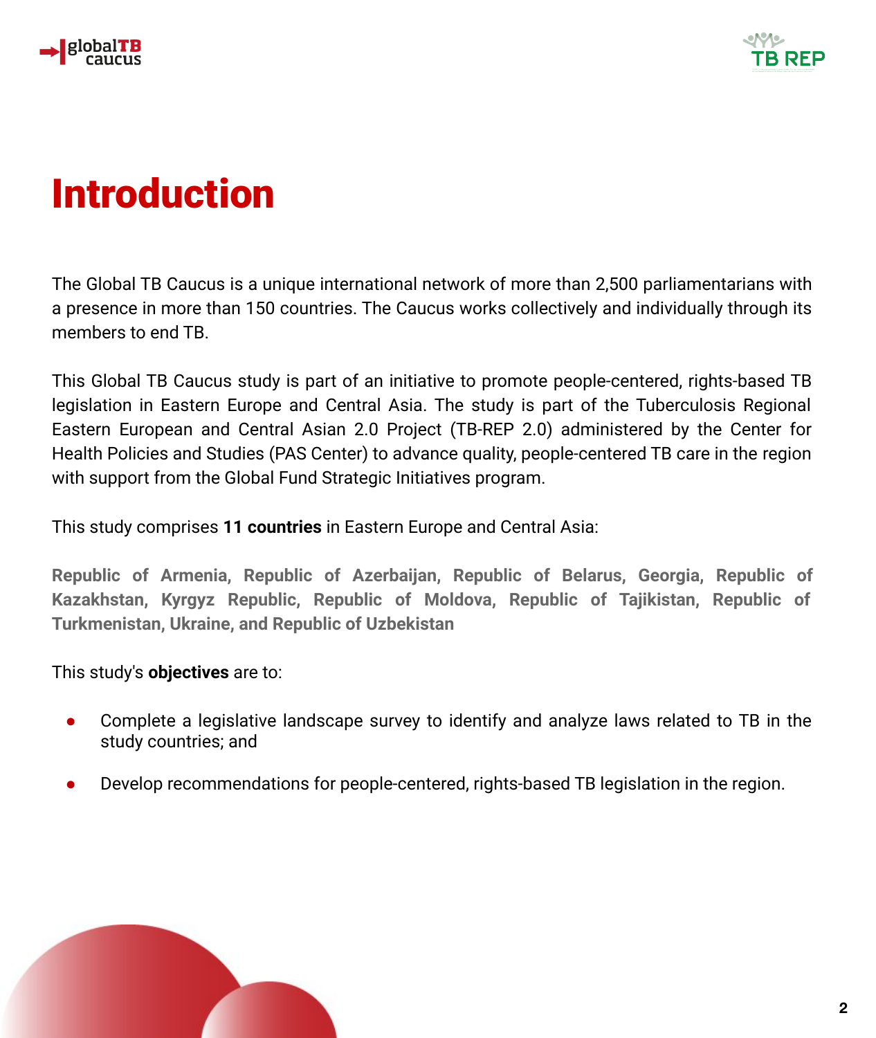# Introduction

The Global TB Caucus is a unique international network of more than 2,500 parliamentarians with a presence in more than 150 countries. The Caucus works collectively and individually through its members to end TB.

This Global TB Caucus study is part of an initiative to promote people-centered, rights-based TB legislation in Eastern Europe and Central Asia. The study is part of the Tuberculosis Regional Eastern European and Central Asian 2.0 Project (TB-REP 2.0) administered by the Center for Health Policies and Studies (PAS Center) to advance quality, people-centered TB care in the region with support from the Global Fund Strategic Initiatives program.

This study comprises **11 countries** in Eastern Europe and Central Asia:

**Republic of Armenia, Republic of Azerbaijan, Republic of Belarus, Georgia, Republic of Kazakhstan, Kyrgyz Republic, Republic of Moldova, Republic of Tajikistan, Republic of Turkmenistan, Ukraine, and Republic of Uzbekistan**

This study's **objectives** are to:

- Complete a legislative landscape survey to identify and analyze laws related to TB in the study countries; and
- Develop recommendations for people-centered, rights-based TB legislation in the region.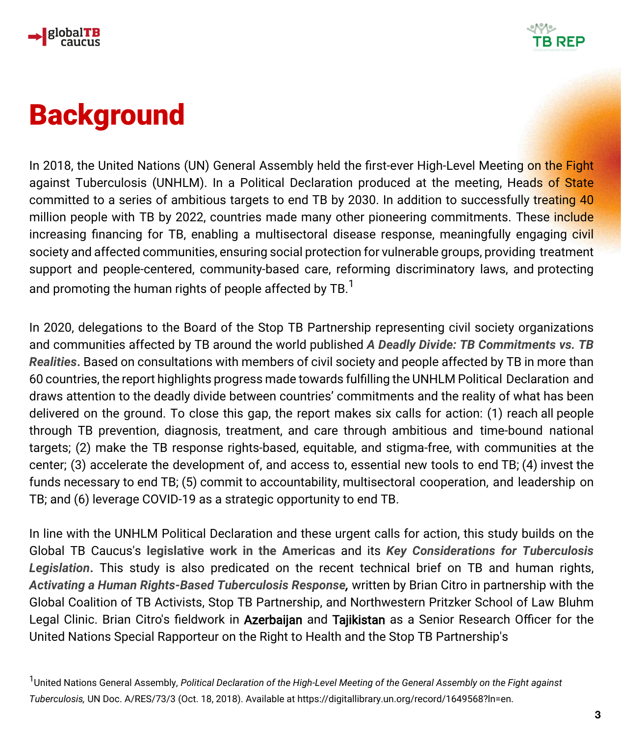# Background

In 2018, the United Nations (UN) General Assembly held the first-ever High-Level Meeting on the Fight against Tuberculosis (UNHLM). In a Political Declaration produced at the meeting, Heads of State committed to a series of ambitious targets to end TB by 2030. In addition to successfully treating 40 million people with TB by 2022, countries made many other pioneering commitments. These include increasing financing for TB, enabling a multisectoral disease response, meaningfully engaging civil society and affected communities, ensuring social protection for vulnerable groups, providing treatment support and people-centered, community-based care, reforming discriminatory laws, and protecting and promoting the human rights of people affected by TB.[1]

In 2020, delegations to the Board of the Stop TB Partnership representing civil society organizations and communities affected by TB around the world published ***A Deadly Divide: TB Commitments vs. TB Realities***. Based on consultations with members of civil society and people affected by TB in more than 60 countries, the report highlights progress made towards fulfilling the UNHLM Political Declaration and draws attention to the deadly divide between countries' commitments and the reality of what has been delivered on the ground. To close this gap, the report makes six calls for action: (1) reach all people through TB prevention, diagnosis, treatment, and care through ambitious and time-bound national targets; (2) make the TB response rights-based, equitable, and stigma-free, with communities at the center; (3) accelerate the development of, and access to, essential new tools to end TB; (4) invest the funds necessary to end TB; (5) commit to accountability, multisectoral cooperation, and leadership on TB; and (6) leverage COVID-19 as a strategic opportunity to end TB.

In line with the UNHLM Political Declaration and these urgent calls for action, this study builds on the Global TB Caucus's **legislative work in the Americas** and its ***Key Considerations for Tuberculosis Legislation***. This study is also predicated on the recent technical brief on TB and human rights, ***Activating a Human Rights-Based Tuberculosis Response***, written by Brian Citro in partnership with the Global Coalition of TB Activists, Stop TB Partnership, and Northwestern Pritzker School of Law Bluhm Legal Clinic. Brian Citro's fieldwork in Azerbaijan and Tajikistan as a Senior Research Officer for the United Nations Special Rapporteur on the Right to Health and the Stop TB Partnership's

[1] United Nations General Assembly, *Political Declaration of the High-Level Meeting of the General Assembly on the Fight against Tuberculosis,* UN Doc. A/RES/73/3 (Oct. 18, 2018). Available at https://digitallibrary.un.org/record/1649568?ln=en.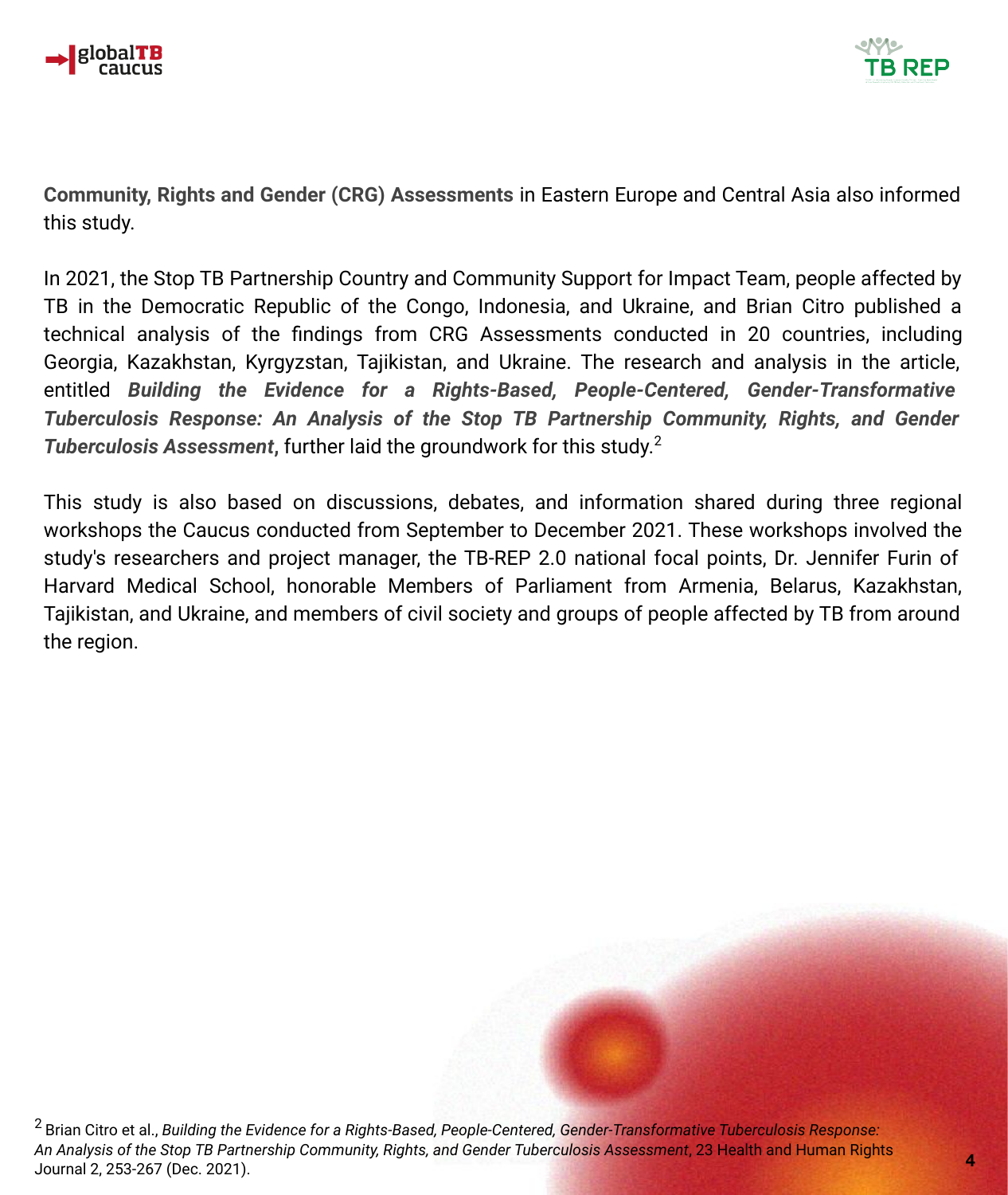**Community, Rights and Gender (CRG) Assessments** in Eastern Europe and Central Asia also informed this study.

In 2021, the Stop TB Partnership Country and Community Support for Impact Team, people affected by TB in the Democratic Republic of the Congo, Indonesia, and Ukraine, and Brian Citro published a technical analysis of the findings from CRG Assessments conducted in 20 countries, including Georgia, Kazakhstan, Kyrgyzstan, Tajikistan, and Ukraine. The research and analysis in the article, entitled ***Building the Evidence for a Rights-Based, People-Centered, Gender-Transformative Tuberculosis Response: An Analysis of the Stop TB Partnership Community, Rights, and Gender Tuberculosis Assessment***, further laid the groundwork for this study.[2]

This study is also based on discussions, debates, and information shared during three regional workshops the Caucus conducted from September to December 2021. These workshops involved the study's researchers and project manager, the TB-REP 2.0 national focal points, Dr. Jennifer Furin of Harvard Medical School, honorable Members of Parliament from Armenia, Belarus, Kazakhstan, Tajikistan, and Ukraine, and members of civil society and groups of people affected by TB from around the region.

[2] Brian Citro et al., *Building the Evidence for a Rights-Based, People-Centered, Gender-Transformative Tuberculosis Response: An Analysis of the Stop TB Partnership Community, Rights, and Gender Tuberculosis Assessment*, 23 Health and Human Rights Journal 2, 253-267 (Dec. 2021).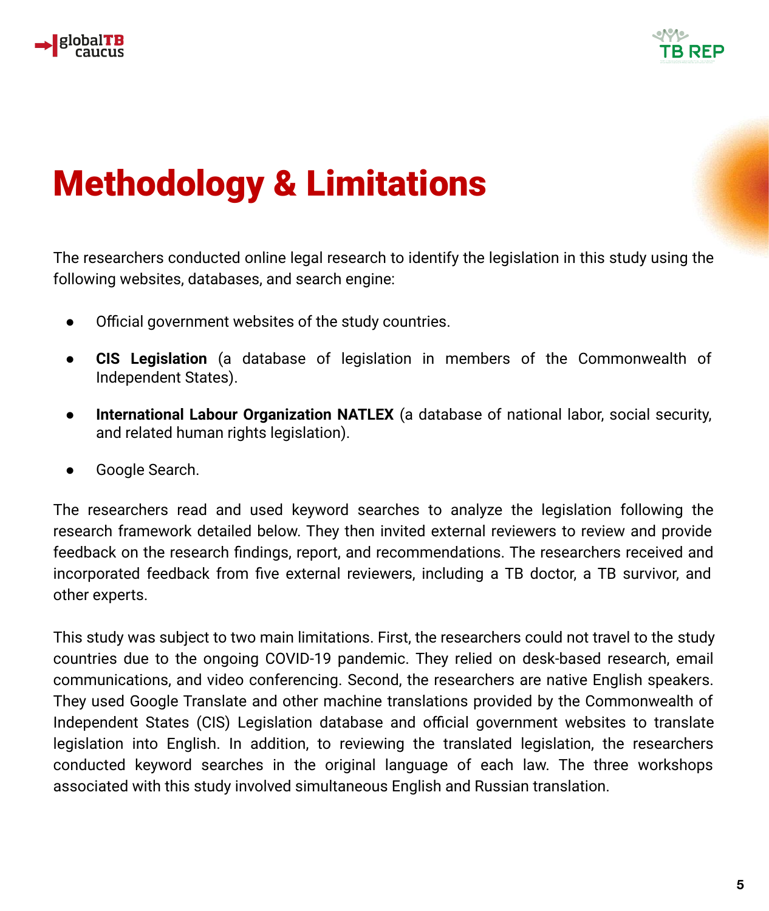# Methodology & Limitations

The researchers conducted online legal research to identify the legislation in this study using the following websites, databases, and search engine:

- Official government websites of the study countries.
- **CIS Legislation** (a database of legislation in members of the Commonwealth of Independent States).
- **International Labour Organization NATLEX** (a database of national labor, social security, and related human rights legislation).
- Google Search.

The researchers read and used keyword searches to analyze the legislation following the research framework detailed below. They then invited external reviewers to review and provide feedback on the research findings, report, and recommendations. The researchers received and incorporated feedback from five external reviewers, including a TB doctor, a TB survivor, and other experts.

This study was subject to two main limitations. First, the researchers could not travel to the study countries due to the ongoing COVID-19 pandemic. They relied on desk-based research, email communications, and video conferencing. Second, the researchers are native English speakers. They used Google Translate and other machine translations provided by the Commonwealth of Independent States (CIS) Legislation database and official government websites to translate legislation into English. In addition, to reviewing the translated legislation, the researchers conducted keyword searches in the original language of each law. The three workshops associated with this study involved simultaneous English and Russian translation.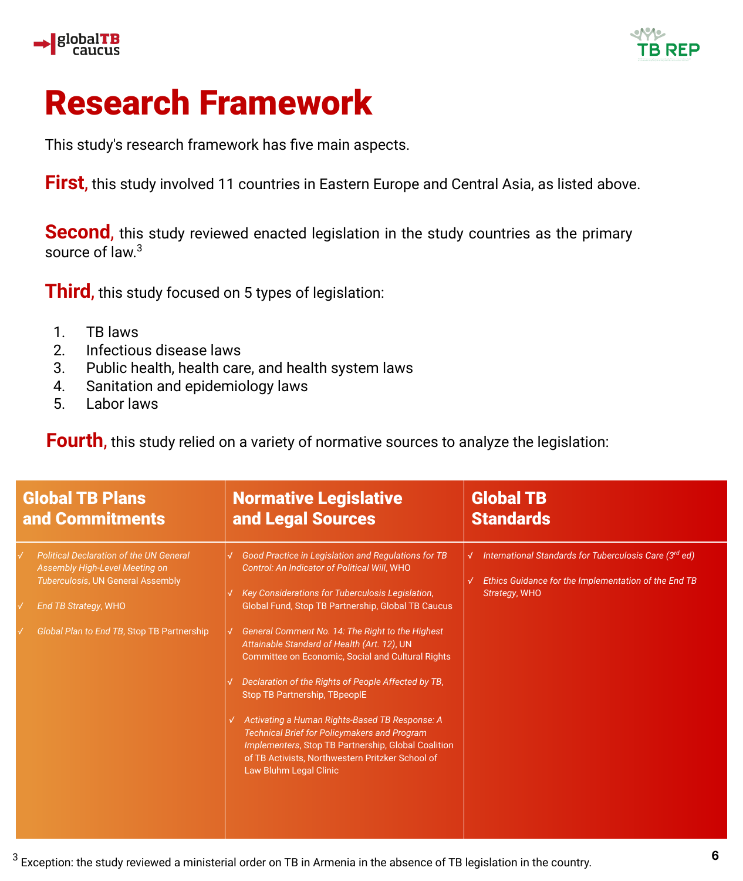# Research Framework

This study's research framework has five main aspects.

**First**, this study involved 11 countries in Eastern Europe and Central Asia, as listed above.

**Second**, this study reviewed enacted legislation in the study countries as the primary source of law.[3]

**Third**, this study focused on 5 types of legislation:

1. TB laws
2. Infectious disease laws
3. Public health, health care, and health system laws
4. Sanitation and epidemiology laws
5. Labor laws

**Fourth**, this study relied on a variety of normative sources to analyze the legislation:

| Global TB Plans and Commitments | Normative Legislative and Legal Sources | Global TB Standards |
|---|---|---|
| √ *Political Declaration of the UN General Assembly High-Level Meeting on Tuberculosis*, UN General Assembly<br><br>√ *End TB Strategy*, WHO<br><br>√ *Global Plan to End TB*, Stop TB Partnership | √ *Good Practice in Legislation and Regulations for TB Control: An Indicator of Political Will*, WHO<br><br>√ *Key Considerations for Tuberculosis Legislation*, Global Fund, Stop TB Partnership, Global TB Caucus<br><br>√ *General Comment No. 14: The Right to the Highest Attainable Standard of Health (Art. 12)*, UN Committee on Economic, Social and Cultural Rights<br><br>√ *Declaration of the Rights of People Affected by TB*, Stop TB Partnership, TBpeoplE<br><br>√ *Activating a Human Rights-Based TB Response: A Technical Brief for Policymakers and Program Implementers*, Stop TB Partnership, Global Coalition of TB Activists, Northwestern Pritzker School of Law Bluhm Legal Clinic | √ *International Standards for Tuberculosis Care (3rd ed)*<br><br>√ *Ethics Guidance for the Implementation of the End TB Strategy*, WHO |

[3] Exception: the study reviewed a ministerial order on TB in Armenia in the absence of TB legislation in the country.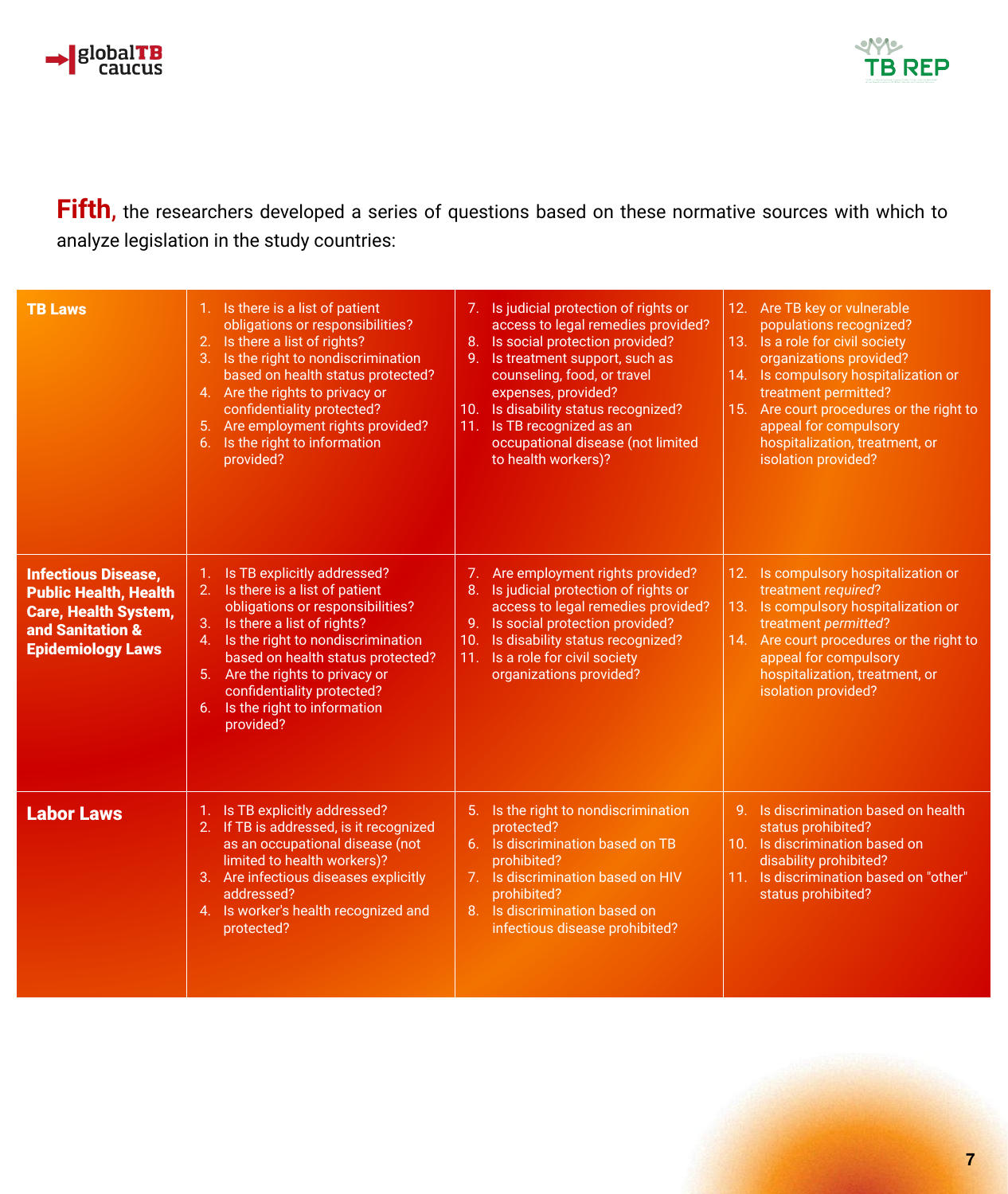**Fifth,** the researchers developed a series of questions based on these normative sources with which to analyze legislation in the study countries:

| | | | |
|---|---|---|---|
| **TB Laws** | 1. Is there is a list of patient obligations or responsibilities?<br>2. Is there a list of rights?<br>3. Is the right to nondiscrimination based on health status protected?<br>4. Are the rights to privacy or confidentiality protected?<br>5. Are employment rights provided?<br>6. Is the right to information provided? | 7. Is judicial protection of rights or access to legal remedies provided?<br>8. Is social protection provided?<br>9. Is treatment support, such as counseling, food, or travel expenses, provided?<br>10. Is disability status recognized?<br>11. Is TB recognized as an occupational disease (not limited to health workers)? | 12. Are TB key or vulnerable populations recognized?<br>13. Is a role for civil society organizations provided?<br>14. Is compulsory hospitalization or treatment permitted?<br>15. Are court procedures or the right to appeal for compulsory hospitalization, treatment, or isolation provided? |
| **Infectious Disease, Public Health, Health Care, Health System, and Sanitation & Epidemiology Laws** | 1. Is TB explicitly addressed?<br>2. Is there is a list of patient obligations or responsibilities?<br>3. Is there a list of rights?<br>4. Is the right to nondiscrimination based on health status protected?<br>5. Are the rights to privacy or confidentiality protected?<br>6. Is the right to information provided? | 7. Are employment rights provided?<br>8. Is judicial protection of rights or access to legal remedies provided?<br>9. Is social protection provided?<br>10. Is disability status recognized?<br>11. Is a role for civil society organizations provided? | 12. Is compulsory hospitalization or treatment *required*?<br>13. Is compulsory hospitalization or treatment *permitted*?<br>14. Are court procedures or the right to appeal for compulsory hospitalization, treatment, or isolation provided? |
| **Labor Laws** | 1. Is TB explicitly addressed?<br>2. If TB is addressed, is it recognized as an occupational disease (not limited to health workers)?<br>3. Are infectious diseases explicitly addressed?<br>4. Is worker's health recognized and protected? | 5. Is the right to nondiscrimination protected?<br>6. Is discrimination based on TB prohibited?<br>7. Is discrimination based on HIV prohibited?<br>8. Is discrimination based on infectious disease prohibited? | 9. Is discrimination based on health status prohibited?<br>10. Is discrimination based on disability prohibited?<br>11. Is discrimination based on "other" status prohibited? |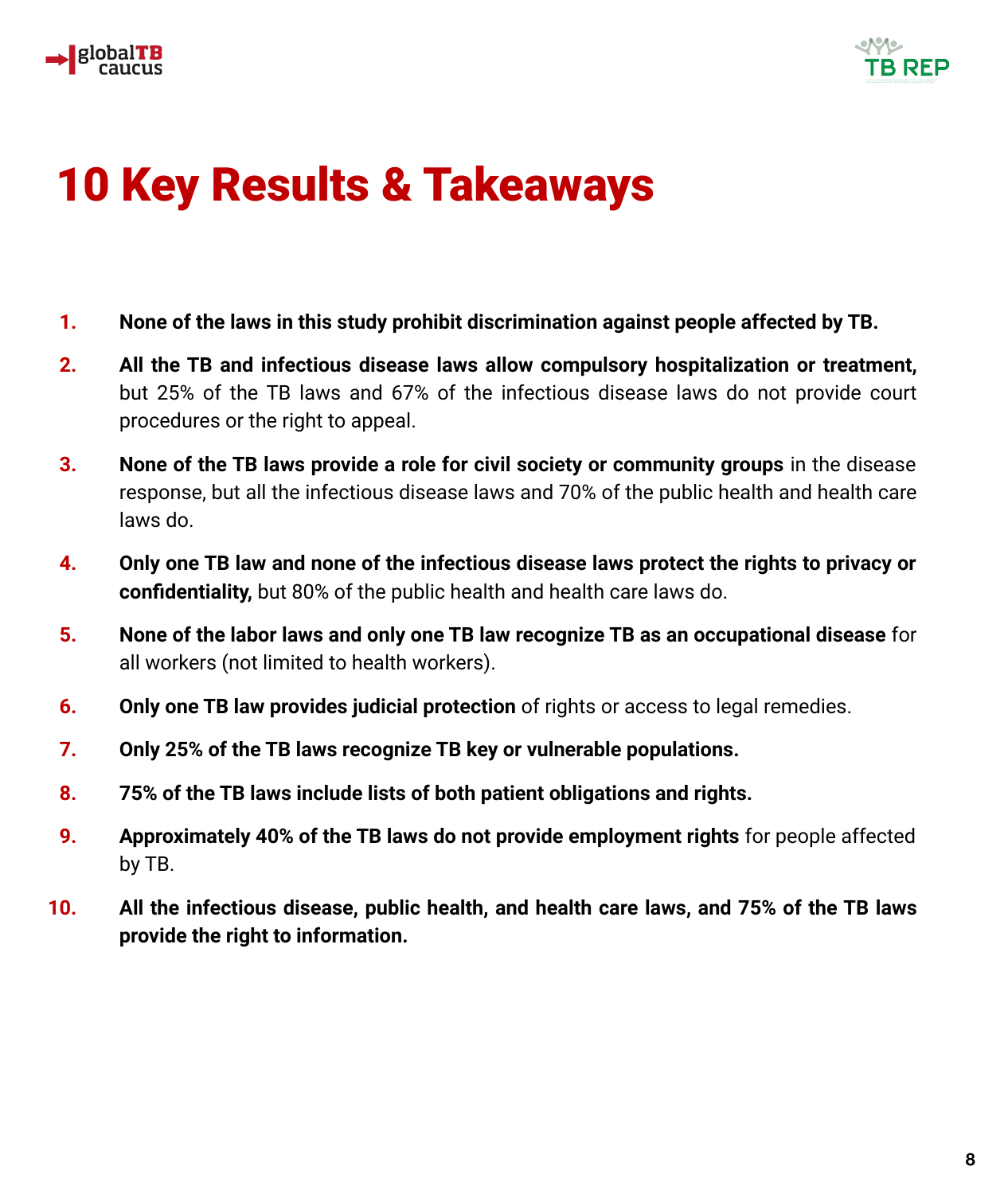# 10 Key Results & Takeaways

1. **None of the laws in this study prohibit discrimination against people affected by TB.**
2. **All the TB and infectious disease laws allow compulsory hospitalization or treatment,** but 25% of the TB laws and 67% of the infectious disease laws do not provide court procedures or the right to appeal.
3. **None of the TB laws provide a role for civil society or community groups** in the disease response, but all the infectious disease laws and 70% of the public health and health care laws do.
4. **Only one TB law and none of the infectious disease laws protect the rights to privacy or confidentiality,** but 80% of the public health and health care laws do.
5. **None of the labor laws and only one TB law recognize TB as an occupational disease** for all workers (not limited to health workers).
6. **Only one TB law provides judicial protection** of rights or access to legal remedies.
7. **Only 25% of the TB laws recognize TB key or vulnerable populations.**
8. **75% of the TB laws include lists of both patient obligations and rights.**
9. **Approximately 40% of the TB laws do not provide employment rights** for people affected by TB.
10. **All the infectious disease, public health, and health care laws, and 75% of the TB laws provide the right to information.**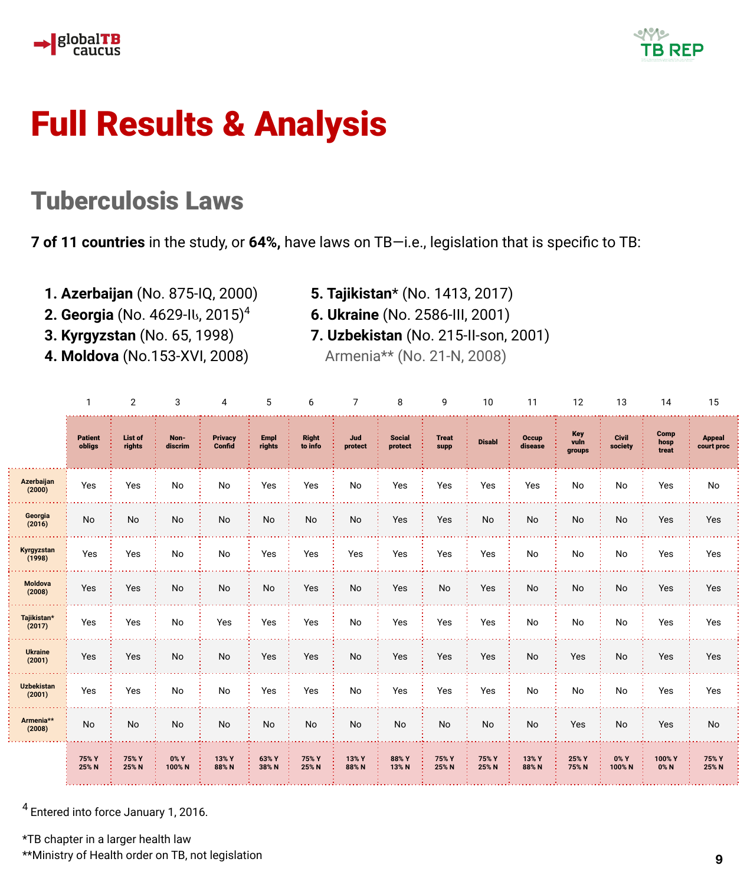# Full Results & Analysis

## Tuberculosis Laws

**7 of 11 countries** in the study, or **64%,** have laws on TB—i.e., legislation that is specific to TB:

1. **Azerbaijan** (No. 875-IQ, 2000)
2. **Georgia** (No. 4629-Iს, 2015)[4]
3. **Kyrgyzstan** (No. 65, 1998)
4. **Moldova** (No.153-XVI, 2008)
5. **Tajikistan*** (No. 1413, 2017)
6. **Ukraine** (No. 2586-III, 2001)
7. **Uzbekistan** (No. 215-II-son, 2001)

Armenia** (No. 21-N, 2008)

| | 1 | 2 | 3 | 4 | 5 | 6 | 7 | 8 | 9 | 10 | 11 | 12 | 13 | 14 | 15 |
|---|---|---|---|---|---|---|---|---|---|---|---|---|---|---|---|
| | Patient obligs | List of rights | Non-discrim | Privacy Confid | Empl rights | Right to info | Jud protect | Social protect | Treat supp | Disabl | Occup disease | Key vuln groups | Civil society | Comp hosp treat | Appeal court proc |
| Azerbaijan (2000) | Yes | Yes | No | No | Yes | Yes | No | Yes | Yes | Yes | Yes | No | No | Yes | No |
| Georgia (2016) | No | No | No | No | No | No | No | Yes | Yes | No | No | No | No | Yes | Yes |
| Kyrgyzstan (1998) | Yes | Yes | No | No | Yes | Yes | Yes | Yes | Yes | Yes | No | No | No | Yes | Yes |
| Moldova (2008) | Yes | Yes | No | No | No | Yes | No | Yes | No | Yes | No | No | No | Yes | Yes |
| Tajikistan* (2017) | Yes | Yes | No | Yes | Yes | Yes | No | Yes | Yes | Yes | No | No | No | Yes | Yes |
| Ukraine (2001) | Yes | Yes | No | No | Yes | Yes | No | Yes | Yes | Yes | No | Yes | No | Yes | Yes |
| Uzbekistan (2001) | Yes | Yes | No | No | Yes | Yes | No | Yes | Yes | Yes | No | No | No | Yes | Yes |
| Armenia** (2008) | No | No | No | No | No | No | No | No | No | No | No | Yes | No | Yes | No |
| | 75% Y 25% N | 75% Y 25% N | 0% Y 100% N | 13% Y 88% N | 63% Y 38% N | 75% Y 25% N | 13% Y 88% N | 88% Y 13% N | 75% Y 25% N | 75% Y 25% N | 13% Y 88% N | 25% Y 75% N | 0% Y 100% N | 100% Y 0% N | 75% Y 25% N |

[4] Entered into force January 1, 2016.

*TB chapter in a larger health law

**Ministry of Health order on TB, not legislation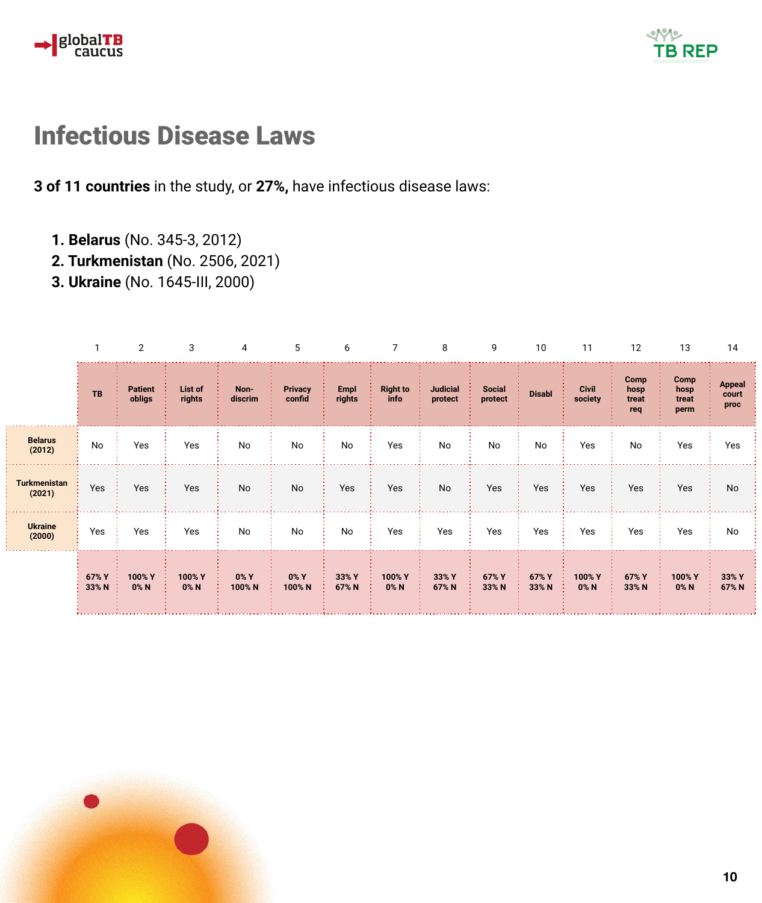# Infectious Disease Laws

**3 of 11 countries** in the study, or **27%,** have infectious disease laws:

1. **Belarus** (No. 345-3, 2012)
2. **Turkmenistan** (No. 2506, 2021)
3. **Ukraine** (No. 1645-III, 2000)

| | 1 | 2 | 3 | 4 | 5 | 6 | 7 | 8 | 9 | 10 | 11 | 12 | 13 | 14 |
|---|---|---|---|---|---|---|---|---|---|---|---|---|---|---|
| | **TB** | **Patient obligs** | **List of rights** | **Non-discrim** | **Privacy confid** | **Empl rights** | **Right to info** | **Judicial protect** | **Social protect** | **Disabl** | **Civil society** | **Comp hosp treat req** | **Comp hosp treat perm** | **Appeal court proc** |
| **Belarus (2012)** | No | Yes | Yes | No | No | No | Yes | No | No | No | Yes | No | Yes | Yes |
| **Turkmenistan (2021)** | Yes | Yes | Yes | No | No | Yes | Yes | No | Yes | Yes | Yes | Yes | Yes | No |
| **Ukraine (2000)** | Yes | Yes | Yes | No | No | No | Yes | Yes | Yes | Yes | Yes | Yes | Yes | No |
| | **67% Y 33% N** | **100% Y 0% N** | **100% Y 0% N** | **0% Y 100% N** | **0% Y 100% N** | **33% Y 67% N** | **100% Y 0% N** | **33% Y 67% N** | **67% Y 33% N** | **67% Y 33% N** | **100% Y 0% N** | **67% Y 33% N** | **100% Y 0% N** | **33% Y 67% N** |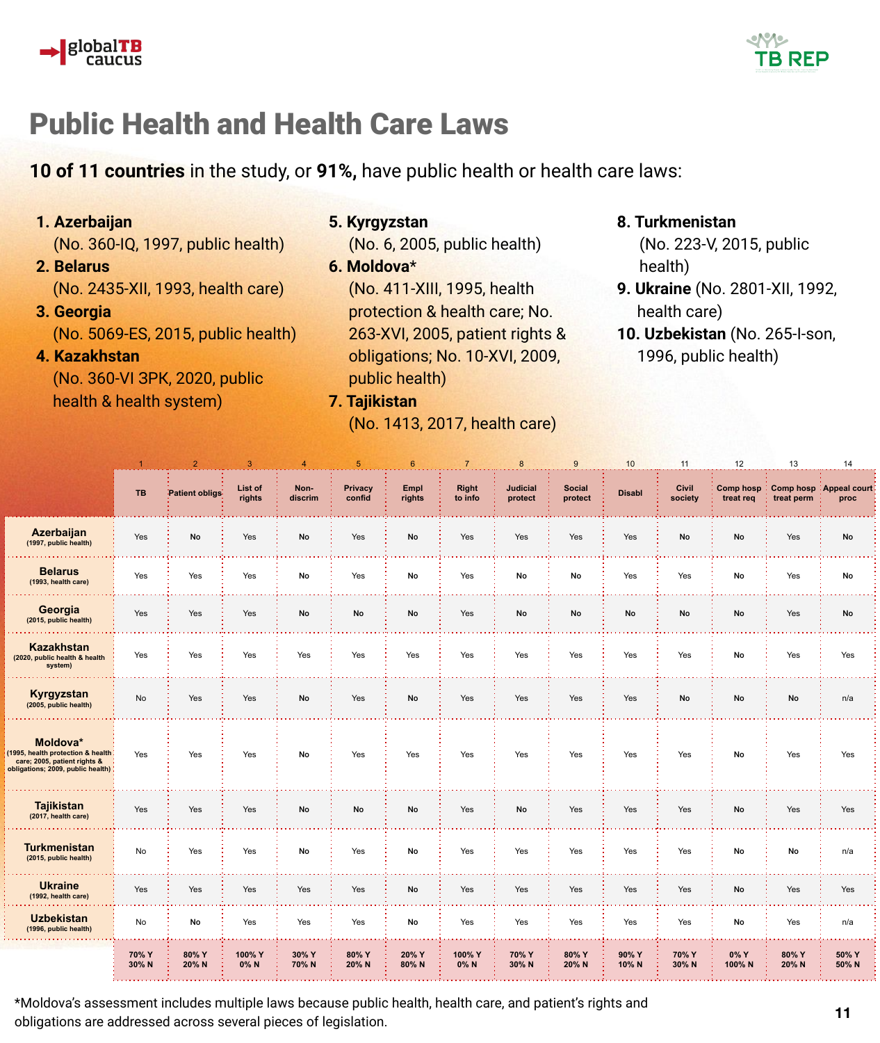# Public Health and Health Care Laws

**10 of 11 countries** in the study, or **91%,** have public health or health care laws:

1. **Azerbaijan** (No. 360-IQ, 1997, public health)
2. **Belarus** (No. 2435-XII, 1993, health care)
3. **Georgia** (No. 5069-ES, 2015, public health)
4. **Kazakhstan** (No. 360-VI 3PK, 2020, public health & health system)
5. **Kyrgyzstan** (No. 6, 2005, public health)
6. **Moldova*** (No. 411-XIII, 1995, health protection & health care; No. 263-XVI, 2005, patient rights & obligations; No. 10-XVI, 2009, public health)
7. **Tajikistan** (No. 1413, 2017, health care)
8. **Turkmenistan** (No. 223-V, 2015, public health)
9. **Ukraine** (No. 2801-XII, 1992, health care)
10. **Uzbekistan** (No. 265-I-son, 1996, public health)

| | 1 | 2 | 3 | 4 | 5 | 6 | 7 | 8 | 9 | 10 | 11 | 12 | 13 | 14 |
|---|---|---|---|---|---|---|---|---|---|---|---|---|---|---|
| | TB | Patient obligs | List of rights | Non-discrim | Privacy confid | Empl rights | Right to info | Judicial protect | Social protect | Disabl | Civil society | Comp hosp treat req | Comp hosp treat perm | Appeal court proc |
| **Azerbaijan** (1997, public health) | Yes | No | Yes | No | Yes | No | Yes | Yes | Yes | Yes | No | No | Yes | No |
| **Belarus** (1993, health care) | Yes | Yes | Yes | No | Yes | No | Yes | No | No | Yes | Yes | No | Yes | No |
| **Georgia** (2015, public health) | Yes | Yes | Yes | No | No | No | Yes | No | No | No | No | No | Yes | No |
| **Kazakhstan** (2020, public health & health system) | Yes | Yes | Yes | Yes | Yes | Yes | Yes | Yes | Yes | Yes | Yes | No | Yes | Yes |
| **Kyrgyzstan** (2005, public health) | No | Yes | Yes | No | Yes | No | Yes | Yes | Yes | Yes | No | No | No | n/a |
| **Moldova*** (1995, health protection & health care; 2005, patient rights & obligations; 2009, public health) | Yes | Yes | Yes | No | Yes | Yes | Yes | Yes | Yes | Yes | Yes | No | Yes | Yes |
| **Tajikistan** (2017, health care) | Yes | Yes | Yes | No | No | No | Yes | No | Yes | Yes | Yes | No | Yes | Yes |
| **Turkmenistan** (2015, public health) | No | Yes | Yes | No | Yes | No | Yes | Yes | Yes | Yes | Yes | No | No | n/a |
| **Ukraine** (1992, health care) | Yes | Yes | Yes | Yes | Yes | No | Yes | Yes | Yes | Yes | Yes | No | Yes | Yes |
| **Uzbekistan** (1996, public health) | No | No | Yes | Yes | Yes | No | Yes | Yes | Yes | Yes | Yes | No | Yes | n/a |
| | 70% Y 30% N | 80% Y 20% N | 100% Y 0% N | 30% Y 70% N | 80% Y 20% N | 20% Y 80% N | 100% Y 0% N | 70% Y 30% N | 80% Y 20% N | 90% Y 10% N | 70% Y 30% N | 0% Y 100% N | 80% Y 20% N | 50% Y 50% N |

*Moldova's assessment includes multiple laws because public health, health care, and patient's rights and obligations are addressed across several pieces of legislation.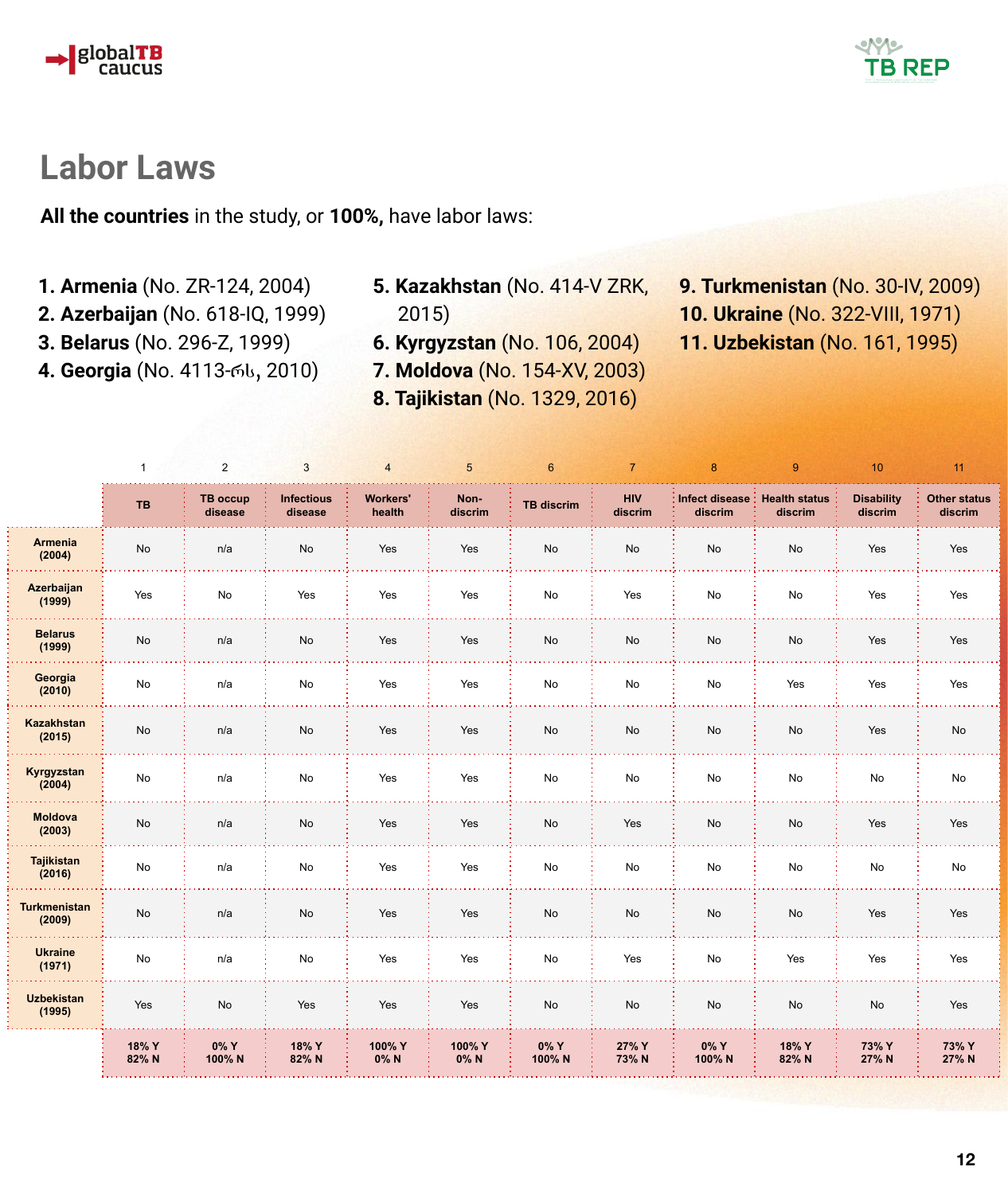# Labor Laws

**All the countries** in the study, or **100%,** have labor laws:

1. **Armenia** (No. ZR-124, 2004)
2. **Azerbaijan** (No. 618-IQ, 1999)
3. **Belarus** (No. 296-Z, 1999)
4. **Georgia** (No. 4113-რს, 2010)
5. **Kazakhstan** (No. 414-V ZRK, 2015)
6. **Kyrgyzstan** (No. 106, 2004)
7. **Moldova** (No. 154-XV, 2003)
8. **Tajikistan** (No. 1329, 2016)
9. **Turkmenistan** (No. 30-IV, 2009)
10. **Ukraine** (No. 322-VIII, 1971)
11. **Uzbekistan** (No. 161, 1995)

| | 1 | 2 | 3 | 4 | 5 | 6 | 7 | 8 | 9 | 10 | 11 |
|---|---|---|---|---|---|---|---|---|---|---|---|
| | TB | TB occup disease | Infectious disease | Workers' health | Non-discrim | TB discrim | HIV discrim | Infect disease discrim | Health status discrim | Disability discrim | Other status discrim |
| Armenia (2004) | No | n/a | No | Yes | Yes | No | No | No | No | Yes | Yes |
| Azerbaijan (1999) | Yes | No | Yes | Yes | Yes | No | Yes | No | No | Yes | Yes |
| Belarus (1999) | No | n/a | No | Yes | Yes | No | No | No | No | Yes | Yes |
| Georgia (2010) | No | n/a | No | Yes | Yes | No | No | No | Yes | Yes | Yes |
| Kazakhstan (2015) | No | n/a | No | Yes | Yes | No | No | No | No | Yes | No |
| Kyrgyzstan (2004) | No | n/a | No | Yes | Yes | No | No | No | No | No | No |
| Moldova (2003) | No | n/a | No | Yes | Yes | No | Yes | No | No | Yes | Yes |
| Tajikistan (2016) | No | n/a | No | Yes | Yes | No | No | No | No | No | No |
| Turkmenistan (2009) | No | n/a | No | Yes | Yes | No | No | No | No | Yes | Yes |
| Ukraine (1971) | No | n/a | No | Yes | Yes | No | Yes | No | Yes | Yes | Yes |
| Uzbekistan (1995) | Yes | No | Yes | Yes | Yes | No | No | No | No | No | Yes |
| | 18% Y 82% N | 0% Y 100% N | 18% Y 82% N | 100% Y 0% N | 100% Y 0% N | 0% Y 100% N | 27% Y 73% N | 0% Y 100% N | 18% Y 82% N | 73% Y 27% N | 73% Y 27% N |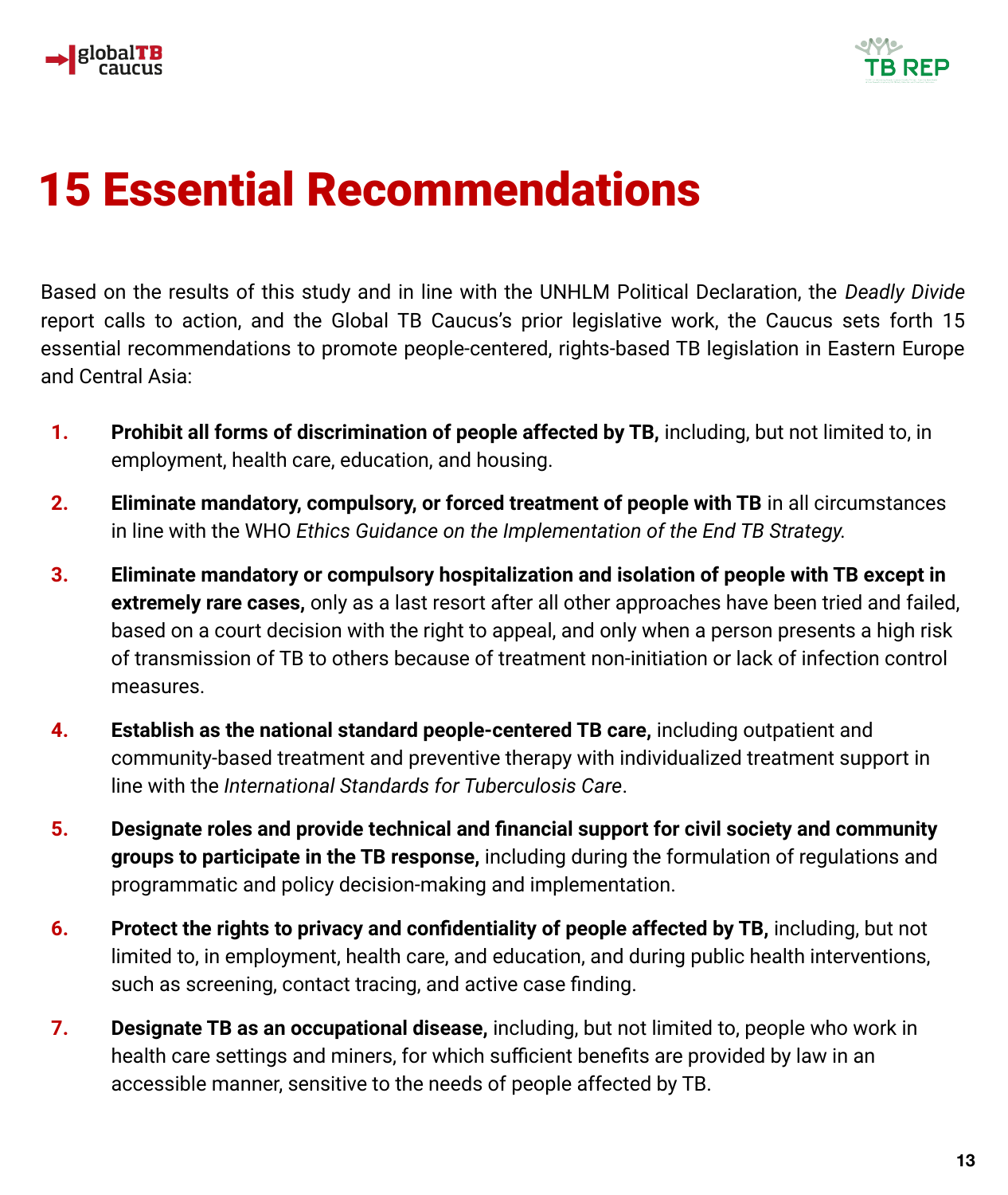# 15 Essential Recommendations

Based on the results of this study and in line with the UNHLM Political Declaration, the *Deadly Divide* report calls to action, and the Global TB Caucus's prior legislative work, the Caucus sets forth 15 essential recommendations to promote people-centered, rights-based TB legislation in Eastern Europe and Central Asia:

1. **Prohibit all forms of discrimination of people affected by TB,** including, but not limited to, in employment, health care, education, and housing.
2. **Eliminate mandatory, compulsory, or forced treatment of people with TB** in all circumstances in line with the WHO *Ethics Guidance on the Implementation of the End TB Strategy.*
3. **Eliminate mandatory or compulsory hospitalization and isolation of people with TB except in extremely rare cases,** only as a last resort after all other approaches have been tried and failed, based on a court decision with the right to appeal, and only when a person presents a high risk of transmission of TB to others because of treatment non-initiation or lack of infection control measures.
4. **Establish as the national standard people-centered TB care,** including outpatient and community-based treatment and preventive therapy with individualized treatment support in line with the *International Standards for Tuberculosis Care*.
5. **Designate roles and provide technical and financial support for civil society and community groups to participate in the TB response,** including during the formulation of regulations and programmatic and policy decision-making and implementation.
6. **Protect the rights to privacy and confidentiality of people affected by TB,** including, but not limited to, in employment, health care, and education, and during public health interventions, such as screening, contact tracing, and active case finding.
7. **Designate TB as an occupational disease,** including, but not limited to, people who work in health care settings and miners, for which sufficient benefits are provided by law in an accessible manner, sensitive to the needs of people affected by TB.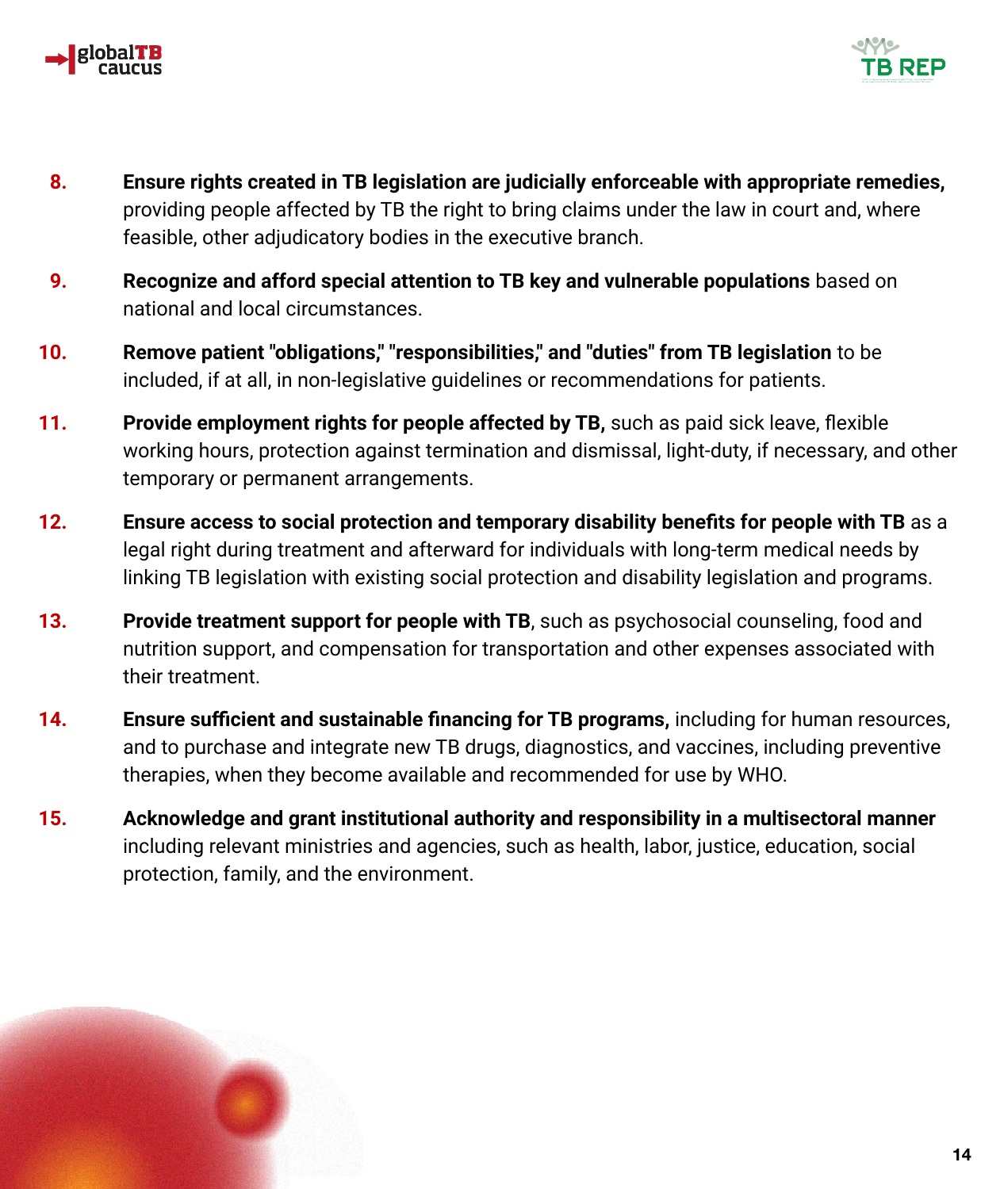8. **Ensure rights created in TB legislation are judicially enforceable with appropriate remedies,** providing people affected by TB the right to bring claims under the law in court and, where feasible, other adjudicatory bodies in the executive branch.

9. **Recognize and afford special attention to TB key and vulnerable populations** based on national and local circumstances.

10. **Remove patient "obligations," "responsibilities," and "duties" from TB legislation** to be included, if at all, in non-legislative guidelines or recommendations for patients.

11. **Provide employment rights for people affected by TB,** such as paid sick leave, flexible working hours, protection against termination and dismissal, light-duty, if necessary, and other temporary or permanent arrangements.

12. **Ensure access to social protection and temporary disability benefits for people with TB** as a legal right during treatment and afterward for individuals with long-term medical needs by linking TB legislation with existing social protection and disability legislation and programs.

13. **Provide treatment support for people with TB**, such as psychosocial counseling, food and nutrition support, and compensation for transportation and other expenses associated with their treatment.

14. **Ensure sufficient and sustainable financing for TB programs,** including for human resources, and to purchase and integrate new TB drugs, diagnostics, and vaccines, including preventive therapies, when they become available and recommended for use by WHO.

15. **Acknowledge and grant institutional authority and responsibility in a multisectoral manner** including relevant ministries and agencies, such as health, labor, justice, education, social protection, family, and the environment.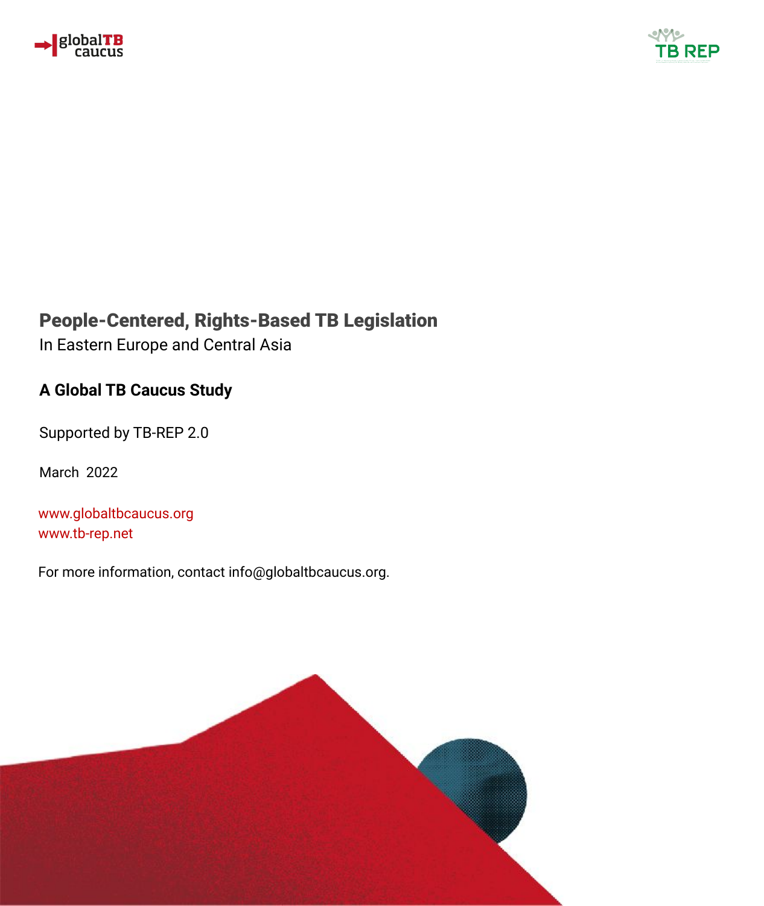**People-Centered, Rights-Based TB Legislation**
In Eastern Europe and Central Asia

**A Global TB Caucus Study**

Supported by TB-REP 2.0

March 2022

www.globaltbcaucus.org
www.tb-rep.net

For more information, contact info@globaltbcaucus.org.